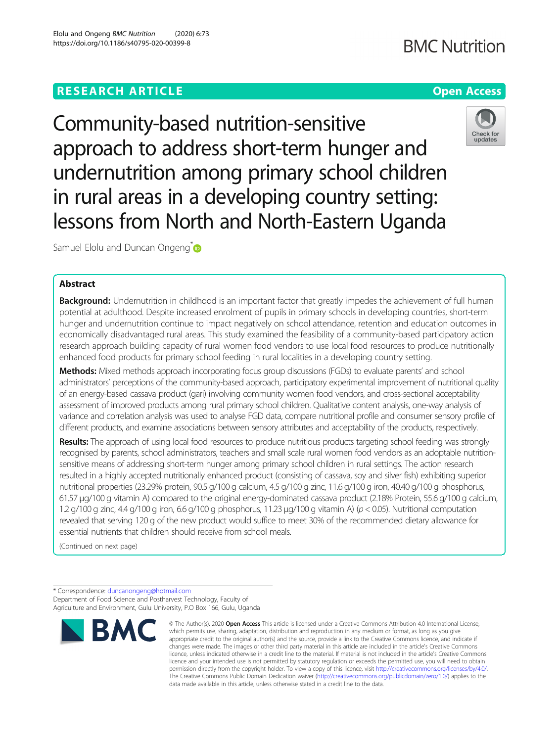# RESEARCH ARTICLE

**Open Access**

# Community-based nutrition-sensitive approach to address short-term hunger and undernutrition among primary school children in rural areas in a developing country setting: lessons from North and North-Eastern Uganda

Samuel Elolu and Duncan Ongeng*

## Abstract

**Background:** Undernutrition in childhood is an important factor that greatly impedes the achievement of full human potential at adulthood. Despite increased enrolment of pupils in primary schools in developing countries, short-term hunger and undernutrition continue to impact negatively on school attendance, retention and education outcomes in economically disadvantaged rural areas. This study examined the feasibility of a community-based participatory action research approach building capacity of rural women food vendors to use local food resources to produce nutritionally enhanced food products for primary school feeding in rural localities in a developing country setting.

**Methods:** Mixed methods approach incorporating focus group discussions (FGDs) to evaluate parents' and school administrators' perceptions of the community-based approach, participatory experimental improvement of nutritional quality of an energy-based cassava product (gari) involving community women food vendors, and cross-sectional acceptability assessment of improved products among rural primary school children. Qualitative content analysis, one-way analysis of variance and correlation analysis was used to analyse FGD data, compare nutritional profile and consumer sensory profile of different products, and examine associations between sensory attributes and acceptability of the products, respectively.

**Results:** The approach of using local food resources to produce nutritious products targeting school feeding was strongly recognised by parents, school administrators, teachers and small scale rural women food vendors as an adoptable nutrition-sensitive means of addressing short-term hunger among primary school children in rural settings. The action research resulted in a highly accepted nutritionally enhanced product (consisting of cassava, soy and silver fish) exhibiting superior nutritional properties (23.29% protein, 90.5 g/100 g calcium, 4.5 g/100 g zinc, 11.6 g/100 g iron, 40.40 g/100 g phosphorus, 61.57 μg/100 g vitamin A) compared to the original energy-dominated cassava product (2.18% Protein, 55.6 g/100 g calcium, 1.2 g/100 g zinc, 4.4 g/100 g iron, 6.6 g/100 g phosphorus, 11.23 μg/100 g vitamin A) ($p < 0.05$). Nutritional computation revealed that serving 120 g of the new product would suffice to meet 30% of the recommended dietary allowance for essential nutrients that children should receive from school meals.

(Continued on next page)

---

* Correspondence: duncanongeng@hotmail.com
Department of Food Science and Postharvest Technology, Faculty of Agriculture and Environment, Gulu University, P.O Box 166, Gulu, Uganda

© The Author(s). 2020 **Open Access** This article is licensed under a Creative Commons Attribution 4.0 International License, which permits use, sharing, adaptation, distribution and reproduction in any medium or format, as long as you give appropriate credit to the original author(s) and the source, provide a link to the Creative Commons licence, and indicate if changes were made. The images or other third party material in this article are included in the article's Creative Commons licence, unless indicated otherwise in a credit line to the material. If material is not included in the article's Creative Commons licence and your intended use is not permitted by statutory regulation or exceeds the permitted use, you will need to obtain permission directly from the copyright holder. To view a copy of this licence, visit http://creativecommons.org/licenses/by/4.0/. The Creative Commons Public Domain Dedication waiver (http://creativecommons.org/publicdomain/zero/1.0/) applies to the data made available in this article, unless otherwise stated in a credit line to the data.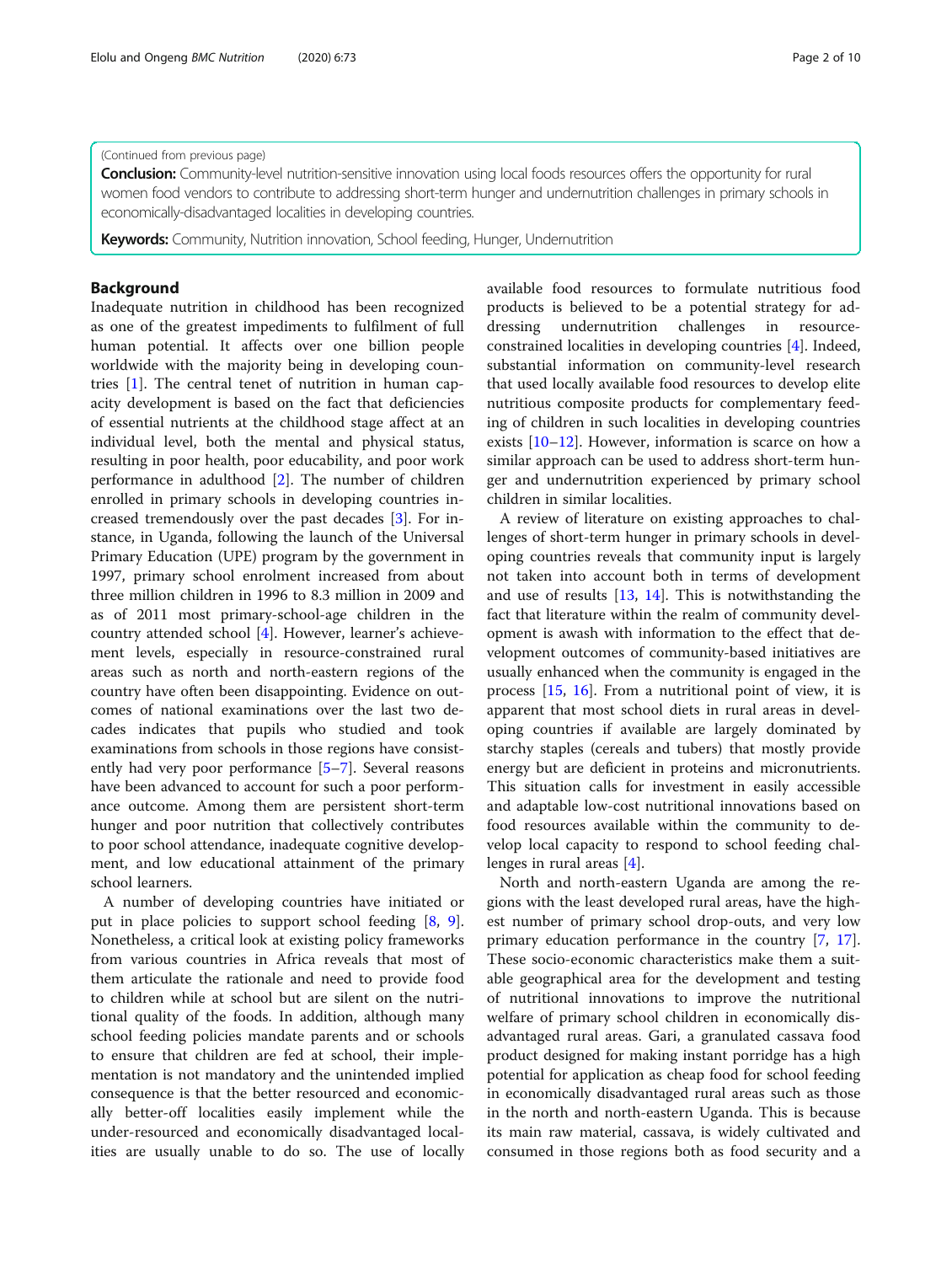(Continued from previous page)

**Conclusion:** Community-level nutrition-sensitive innovation using local foods resources offers the opportunity for rural women food vendors to contribute to addressing short-term hunger and undernutrition challenges in primary schools in economically-disadvantaged localities in developing countries.

**Keywords:** Community, Nutrition innovation, School feeding, Hunger, Undernutrition

## Background

Inadequate nutrition in childhood has been recognized as one of the greatest impediments to fulfilment of full human potential. It affects over one billion people worldwide with the majority being in developing countries [1]. The central tenet of nutrition in human capacity development is based on the fact that deficiencies of essential nutrients at the childhood stage affect at an individual level, both the mental and physical status, resulting in poor health, poor educability, and poor work performance in adulthood [2]. The number of children enrolled in primary schools in developing countries increased tremendously over the past decades [3]. For instance, in Uganda, following the launch of the Universal Primary Education (UPE) program by the government in 1997, primary school enrolment increased from about three million children in 1996 to 8.3 million in 2009 and as of 2011 most primary-school-age children in the country attended school [4]. However, learner's achievement levels, especially in resource-constrained rural areas such as north and north-eastern regions of the country have often been disappointing. Evidence on outcomes of national examinations over the last two decades indicates that pupils who studied and took examinations from schools in those regions have consistently had very poor performance [5–7]. Several reasons have been advanced to account for such a poor performance outcome. Among them are persistent short-term hunger and poor nutrition that collectively contributes to poor school attendance, inadequate cognitive development, and low educational attainment of the primary school learners.

A number of developing countries have initiated or put in place policies to support school feeding [8, 9]. Nonetheless, a critical look at existing policy frameworks from various countries in Africa reveals that most of them articulate the rationale and need to provide food to children while at school but are silent on the nutritional quality of the foods. In addition, although many school feeding policies mandate parents and or schools to ensure that children are fed at school, their implementation is not mandatory and the unintended implied consequence is that the better resourced and economically better-off localities easily implement while the under-resourced and economically disadvantaged localities are usually unable to do so. The use of locally available food resources to formulate nutritious food products is believed to be a potential strategy for addressing undernutrition challenges in resource-constrained localities in developing countries [4]. Indeed, substantial information on community-level research that used locally available food resources to develop elite nutritious composite products for complementary feeding of children in such localities in developing countries exists [10–12]. However, information is scarce on how a similar approach can be used to address short-term hunger and undernutrition experienced by primary school children in similar localities.

A review of literature on existing approaches to challenges of short-term hunger in primary schools in developing countries reveals that community input is largely not taken into account both in terms of development and use of results [13, 14]. This is notwithstanding the fact that literature within the realm of community development is awash with information to the effect that development outcomes of community-based initiatives are usually enhanced when the community is engaged in the process [15, 16]. From a nutritional point of view, it is apparent that most school diets in rural areas in developing countries if available are largely dominated by starchy staples (cereals and tubers) that mostly provide energy but are deficient in proteins and micronutrients. This situation calls for investment in easily accessible and adaptable low-cost nutritional innovations based on food resources available within the community to develop local capacity to respond to school feeding challenges in rural areas [4].

North and north-eastern Uganda are among the regions with the least developed rural areas, have the highest number of primary school drop-outs, and very low primary education performance in the country [7, 17]. These socio-economic characteristics make them a suitable geographical area for the development and testing of nutritional innovations to improve the nutritional welfare of primary school children in economically disadvantaged rural areas. Gari, a granulated cassava food product designed for making instant porridge has a high potential for application as cheap food for school feeding in economically disadvantaged rural areas such as those in the north and north-eastern Uganda. This is because its main raw material, cassava, is widely cultivated and consumed in those regions both as food security and a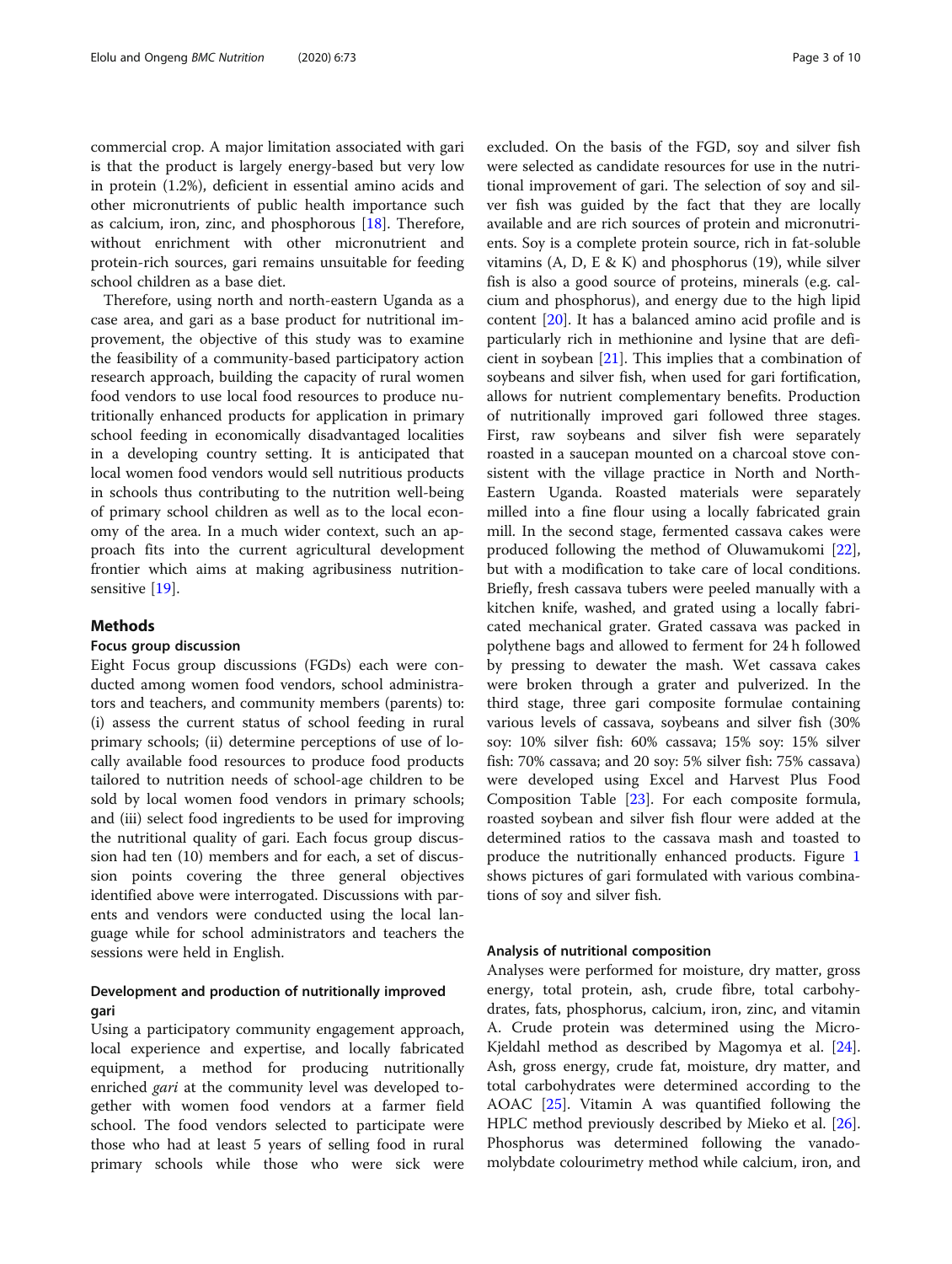commercial crop. A major limitation associated with gari is that the product is largely energy-based but very low in protein (1.2%), deficient in essential amino acids and other micronutrients of public health importance such as calcium, iron, zinc, and phosphorous [18]. Therefore, without enrichment with other micronutrient and protein-rich sources, gari remains unsuitable for feeding school children as a base diet.

Therefore, using north and north-eastern Uganda as a case area, and gari as a base product for nutritional improvement, the objective of this study was to examine the feasibility of a community-based participatory action research approach, building the capacity of rural women food vendors to use local food resources to produce nutritionally enhanced products for application in primary school feeding in economically disadvantaged localities in a developing country setting. It is anticipated that local women food vendors would sell nutritious products in schools thus contributing to the nutrition well-being of primary school children as well as to the local economy of the area. In a much wider context, such an approach fits into the current agricultural development frontier which aims at making agribusiness nutrition-sensitive [19].

## Methods

### Focus group discussion

Eight Focus group discussions (FGDs) each were conducted among women food vendors, school administrators and teachers, and community members (parents) to: (i) assess the current status of school feeding in rural primary schools; (ii) determine perceptions of use of locally available food resources to produce food products tailored to nutrition needs of school-age children to be sold by local women food vendors in primary schools; and (iii) select food ingredients to be used for improving the nutritional quality of gari. Each focus group discussion had ten (10) members and for each, a set of discussion points covering the three general objectives identified above were interrogated. Discussions with parents and vendors were conducted using the local language while for school administrators and teachers the sessions were held in English.

### Development and production of nutritionally improved gari

Using a participatory community engagement approach, local experience and expertise, and locally fabricated equipment, a method for producing nutritionally enriched *gari* at the community level was developed together with women food vendors at a farmer field school. The food vendors selected to participate were those who had at least 5 years of selling food in rural primary schools while those who were sick were excluded. On the basis of the FGD, soy and silver fish were selected as candidate resources for use in the nutritional improvement of gari. The selection of soy and silver fish was guided by the fact that they are locally available and are rich sources of protein and micronutrients. Soy is a complete protein source, rich in fat-soluble vitamins (A, D, E & K) and phosphorus (19), while silver fish is also a good source of proteins, minerals (e.g. calcium and phosphorus), and energy due to the high lipid content [20]. It has a balanced amino acid profile and is particularly rich in methionine and lysine that are deficient in soybean [21]. This implies that a combination of soybeans and silver fish, when used for gari fortification, allows for nutrient complementary benefits. Production of nutritionally improved gari followed three stages. First, raw soybeans and silver fish were separately roasted in a saucepan mounted on a charcoal stove consistent with the village practice in North and North-Eastern Uganda. Roasted materials were separately milled into a fine flour using a locally fabricated grain mill. In the second stage, fermented cassava cakes were produced following the method of Oluwamukomi [22], but with a modification to take care of local conditions. Briefly, fresh cassava tubers were peeled manually with a kitchen knife, washed, and grated using a locally fabricated mechanical grater. Grated cassava was packed in polythene bags and allowed to ferment for 24 h followed by pressing to dewater the mash. Wet cassava cakes were broken through a grater and pulverized. In the third stage, three gari composite formulae containing various levels of cassava, soybeans and silver fish (30% soy: 10% silver fish: 60% cassava; 15% soy: 15% silver fish: 70% cassava; and 20 soy: 5% silver fish: 75% cassava) were developed using Excel and Harvest Plus Food Composition Table [23]. For each composite formula, roasted soybean and silver fish flour were added at the determined ratios to the cassava mash and toasted to produce the nutritionally enhanced products. Figure 1 shows pictures of gari formulated with various combinations of soy and silver fish.

### Analysis of nutritional composition

Analyses were performed for moisture, dry matter, gross energy, total protein, ash, crude fibre, total carbohydrates, fats, phosphorus, calcium, iron, zinc, and vitamin A. Crude protein was determined using the Micro-Kjeldahl method as described by Magomya et al. [24]. Ash, gross energy, crude fat, moisture, dry matter, and total carbohydrates were determined according to the AOAC [25]. Vitamin A was quantified following the HPLC method previously described by Mieko et al. [26]. Phosphorus was determined following the vanado-molybdate colourimetry method while calcium, iron, and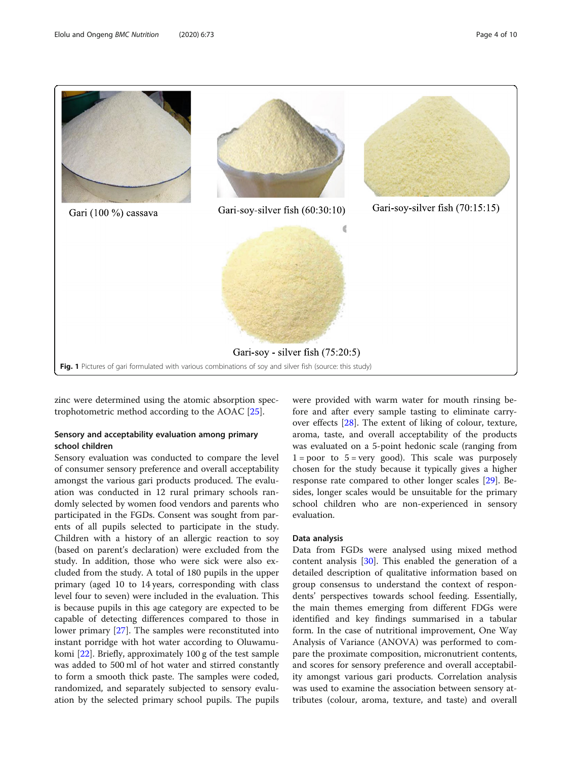Gari (100 %) cassava

Gari-soy-silver fish (60:30:10)

Gari-soy-silver fish (70:15:15)

Gari-soy - silver fish (75:20:5)

**Fig. 1** Pictures of gari formulated with various combinations of soy and silver fish (source: this study)

zinc were determined using the atomic absorption spectrophotometric method according to the AOAC [25].

### Sensory and acceptability evaluation among primary school children

Sensory evaluation was conducted to compare the level of consumer sensory preference and overall acceptability amongst the various gari products produced. The evaluation was conducted in 12 rural primary schools randomly selected by women food vendors and parents who participated in the FGDs. Consent was sought from parents of all pupils selected to participate in the study. Children with a history of an allergic reaction to soy (based on parent's declaration) were excluded from the study. In addition, those who were sick were also excluded from the study. A total of 180 pupils in the upper primary (aged 10 to 14 years, corresponding with class level four to seven) were included in the evaluation. This is because pupils in this age category are expected to be capable of detecting differences compared to those in lower primary [27]. The samples were reconstituted into instant porridge with hot water according to Oluwamukomi [22]. Briefly, approximately 100 g of the test sample was added to 500 ml of hot water and stirred constantly to form a smooth thick paste. The samples were coded, randomized, and separately subjected to sensory evaluation by the selected primary school pupils. The pupils were provided with warm water for mouth rinsing before and after every sample tasting to eliminate carry-over effects [28]. The extent of liking of colour, texture, aroma, taste, and overall acceptability of the products was evaluated on a 5-point hedonic scale (ranging from 1 = poor to 5 = very good). This scale was purposely chosen for the study because it typically gives a higher response rate compared to other longer scales [29]. Besides, longer scales would be unsuitable for the primary school children who are non-experienced in sensory evaluation.

### Data analysis

Data from FGDs were analysed using mixed method content analysis [30]. This enabled the generation of a detailed description of qualitative information based on group consensus to understand the context of respondents' perspectives towards school feeding. Essentially, the main themes emerging from different FDGs were identified and key findings summarised in a tabular form. In the case of nutritional improvement, One Way Analysis of Variance (ANOVA) was performed to compare the proximate composition, micronutrient contents, and scores for sensory preference and overall acceptability amongst various gari products. Correlation analysis was used to examine the association between sensory attributes (colour, aroma, texture, and taste) and overall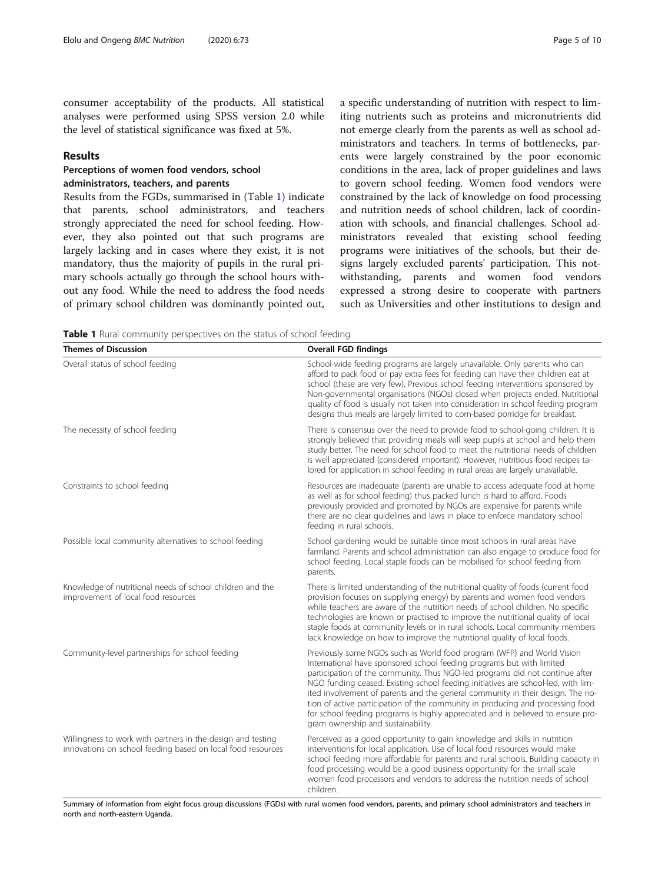consumer acceptability of the products. All statistical analyses were performed using SPSS version 2.0 while the level of statistical significance was fixed at 5%.

## Results

### Perceptions of women food vendors, school administrators, teachers, and parents

Results from the FGDs, summarised in (Table 1) indicate that parents, school administrators, and teachers strongly appreciated the need for school feeding. However, they also pointed out that such programs are largely lacking and in cases where they exist, it is not mandatory, thus the majority of pupils in the rural primary schools actually go through the school hours without any food. While the need to address the food needs of primary school children was dominantly pointed out, a specific understanding of nutrition with respect to limiting nutrients such as proteins and micronutrients did not emerge clearly from the parents as well as school administrators and teachers. In terms of bottlenecks, parents were largely constrained by the poor economic conditions in the area, lack of proper guidelines and laws to govern school feeding. Women food vendors were constrained by the lack of knowledge on food processing and nutrition needs of school children, lack of coordination with schools, and financial challenges. School administrators revealed that existing school feeding programs were initiatives of the schools, but their designs largely excluded parents' participation. This notwithstanding, parents and women food vendors expressed a strong desire to cooperate with partners such as Universities and other institutions to design and

**Table 1** Rural community perspectives on the status of school feeding

| Themes of Discussion | Overall FGD findings |
|---|---|
| Overall status of school feeding | School-wide feeding programs are largely unavailable. Only parents who can afford to pack food or pay extra fees for feeding can have their children eat at school (these are very few). Previous school feeding interventions sponsored by Non-governmental organisations (NGOs) closed when projects ended. Nutritional quality of food is usually not taken into consideration in school feeding program designs thus meals are largely limited to corn-based porridge for breakfast. |
| The necessity of school feeding | There is consensus over the need to provide food to school-going children. It is strongly believed that providing meals will keep pupils at school and help them study better. The need for school food to meet the nutritional needs of children is well appreciated (considered important). However, nutritious food recipes tailored for application in school feeding in rural areas are largely unavailable. |
| Constraints to school feeding | Resources are inadequate (parents are unable to access adequate food at home as well as for school feeding) thus packed lunch is hard to afford. Foods previously provided and promoted by NGOs are expensive for parents while there are no clear guidelines and laws in place to enforce mandatory school feeding in rural schools. |
| Possible local community alternatives to school feeding | School gardening would be suitable since most schools in rural areas have farmland. Parents and school administration can also engage to produce food for school feeding. Local staple foods can be mobilised for school feeding from parents. |
| Knowledge of nutritional needs of school children and the improvement of local food resources | There is limited understanding of the nutritional quality of foods (current food provision focuses on supplying energy) by parents and women food vendors while teachers are aware of the nutrition needs of school children. No specific technologies are known or practised to improve the nutritional quality of local staple foods at community levels or in rural schools. Local community members lack knowledge on how to improve the nutritional quality of local foods. |
| Community-level partnerships for school feeding | Previously some NGOs such as World food program (WFP) and World Vision International have sponsored school feeding programs but with limited participation of the community. Thus NGO-led programs did not continue after NGO funding ceased. Existing school feeding initiatives are school-led, with limited involvement of parents and the general community in their design. The notion of active participation of the community in producing and processing food for school feeding programs is highly appreciated and is believed to ensure program ownership and sustainability. |
| Willingness to work with partners in the design and testing innovations on school feeding based on local food resources | Perceived as a good opportunity to gain knowledge and skills in nutrition interventions for local application. Use of local food resources would make school feeding more affordable for parents and rural schools. Building capacity in food processing would be a good business opportunity for the small scale women food processors and vendors to address the nutrition needs of school children. |

Summary of information from eight focus group discussions (FGDs) with rural women food vendors, parents, and primary school administrators and teachers in north and north-eastern Uganda.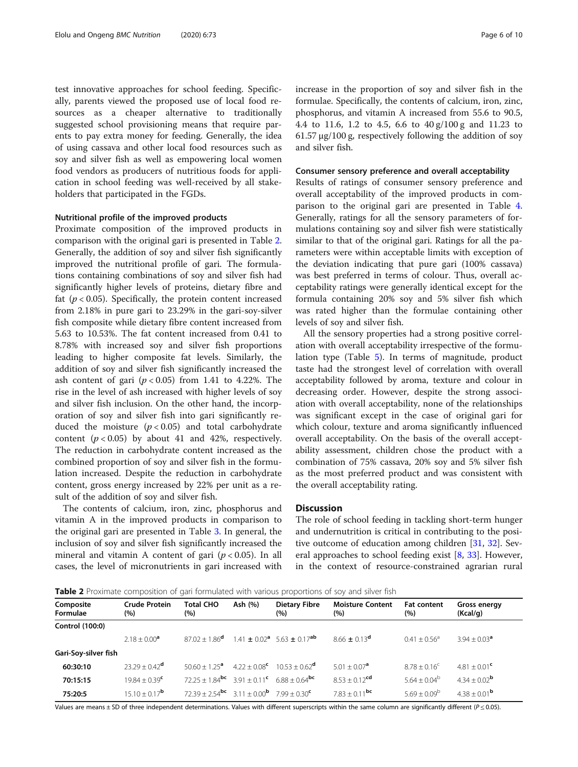test innovative approaches for school feeding. Specifically, parents viewed the proposed use of local food resources as a cheaper alternative to traditionally suggested school provisioning means that require parents to pay extra money for feeding. Generally, the idea of using cassava and other local food resources such as soy and silver fish as well as empowering local women food vendors as producers of nutritious foods for application in school feeding was well-received by all stakeholders that participated in the FGDs.

#### Nutritional profile of the improved products

Proximate composition of the improved products in comparison with the original gari is presented in Table 2. Generally, the addition of soy and silver fish significantly improved the nutritional profile of gari. The formulations containing combinations of soy and silver fish had significantly higher levels of proteins, dietary fibre and fat ($p < 0.05$). Specifically, the protein content increased from 2.18% in pure gari to 23.29% in the gari-soy-silver fish composite while dietary fibre content increased from 5.63 to 10.53%. The fat content increased from 0.41 to 8.78% with increased soy and silver fish proportions leading to higher composite fat levels. Similarly, the addition of soy and silver fish significantly increased the ash content of gari ($p < 0.05$) from 1.41 to 4.22%. The rise in the level of ash increased with higher levels of soy and silver fish inclusion. On the other hand, the incorporation of soy and silver fish into gari significantly reduced the moisture ($p < 0.05$) and total carbohydrate content ($p < 0.05$) by about 41 and 42%, respectively. The reduction in carbohydrate content increased as the combined proportion of soy and silver fish in the formulation increased. Despite the reduction in carbohydrate content, gross energy increased by 22% per unit as a result of the addition of soy and silver fish.

The contents of calcium, iron, zinc, phosphorus and vitamin A in the improved products in comparison to the original gari are presented in Table 3. In general, the inclusion of soy and silver fish significantly increased the mineral and vitamin A content of gari ($p < 0.05$). In all cases, the level of micronutrients in gari increased with increase in the proportion of soy and silver fish in the formulae. Specifically, the contents of calcium, iron, zinc, phosphorus, and vitamin A increased from 55.6 to 90.5, 4.4 to 11.6, 1.2 to 4.5, 6.6 to 40 g/100 g and 11.23 to 61.57 μg/100 g, respectively following the addition of soy and silver fish.

#### Consumer sensory preference and overall acceptability

Results of ratings of consumer sensory preference and overall acceptability of the improved products in comparison to the original gari are presented in Table 4. Generally, ratings for all the sensory parameters of formulations containing soy and silver fish were statistically similar to that of the original gari. Ratings for all the parameters were within acceptable limits with exception of the deviation indicating that pure gari (100% cassava) was best preferred in terms of colour. Thus, overall acceptability ratings were generally identical except for the formula containing 20% soy and 5% silver fish which was rated higher than the formulae containing other levels of soy and silver fish.

All the sensory properties had a strong positive correlation with overall acceptability irrespective of the formulation type (Table 5). In terms of magnitude, product taste had the strongest level of correlation with overall acceptability followed by aroma, texture and colour in decreasing order. However, despite the strong association with overall acceptability, none of the relationships was significant except in the case of original gari for which colour, texture and aroma significantly influenced overall acceptability. On the basis of the overall acceptability assessment, children chose the product with a combination of 75% cassava, 20% soy and 5% silver fish as the most preferred product and was consistent with the overall acceptability rating.

## Discussion

The role of school feeding in tackling short-term hunger and undernutrition is critical in contributing to the positive outcome of education among children [31, 32]. Several approaches to school feeding exist [8, 33]. However, in the context of resource-constrained agrarian rural

**Table 2** Proximate composition of gari formulated with various proportions of soy and silver fish

| Composite Formulae | Crude Protein (%) | Total CHO (%) | Ash (%) | Dietary Fibre (%) | Moisture Content (%) | Fat content (%) | Gross energy (Kcal/g) |
|---|---|---|---|---|---|---|---|
| **Control (100:0)** | | | | | | | |
| | $2.18 \pm 0.00^{a}$ | $87.02 \pm 1.86^{d}$ | $1.41 \pm 0.02^{a}$ | $5.63 \pm 0.17^{ab}$ | $8.66 \pm 0.13^{d}$ | $0.41 \pm 0.56^{a}$ | $3.94 \pm 0.03^{a}$ |
| **Gari-Soy-silver fish** | | | | | | | |
| **60:30:10** | $23.29 \pm 0.42^{d}$ | $50.60 \pm 1.25^{a}$ | $4.22 \pm 0.08^{c}$ | $10.53 \pm 0.62^{d}$ | $5.01 \pm 0.07^{a}$ | $8.78 \pm 0.16^{c}$ | $4.81 \pm 0.01^{c}$ |
| **70:15:15** | $19.84 \pm 0.39^{c}$ | $72.25 \pm 1.84^{bc}$ | $3.91 \pm 0.11^{c}$ | $6.88 \pm 0.64^{bc}$ | $8.53 \pm 0.12^{cd}$ | $5.64 \pm 0.04^{b}$ | $4.34 \pm 0.02^{b}$ |
| **75:20:5** | $15.10 \pm 0.17^{b}$ | $72.39 \pm 2.54^{bc}$ | $3.11 \pm 0.00^{b}$ | $7.99 \pm 0.30^{c}$ | $7.83 \pm 0.11^{bc}$ | $5.69 \pm 0.09^{b}$ | $4.38 \pm 0.01^{b}$ |

Values are means ± SD of three independent determinations. Values with different superscripts within the same column are significantly different ($P \leq 0.05$).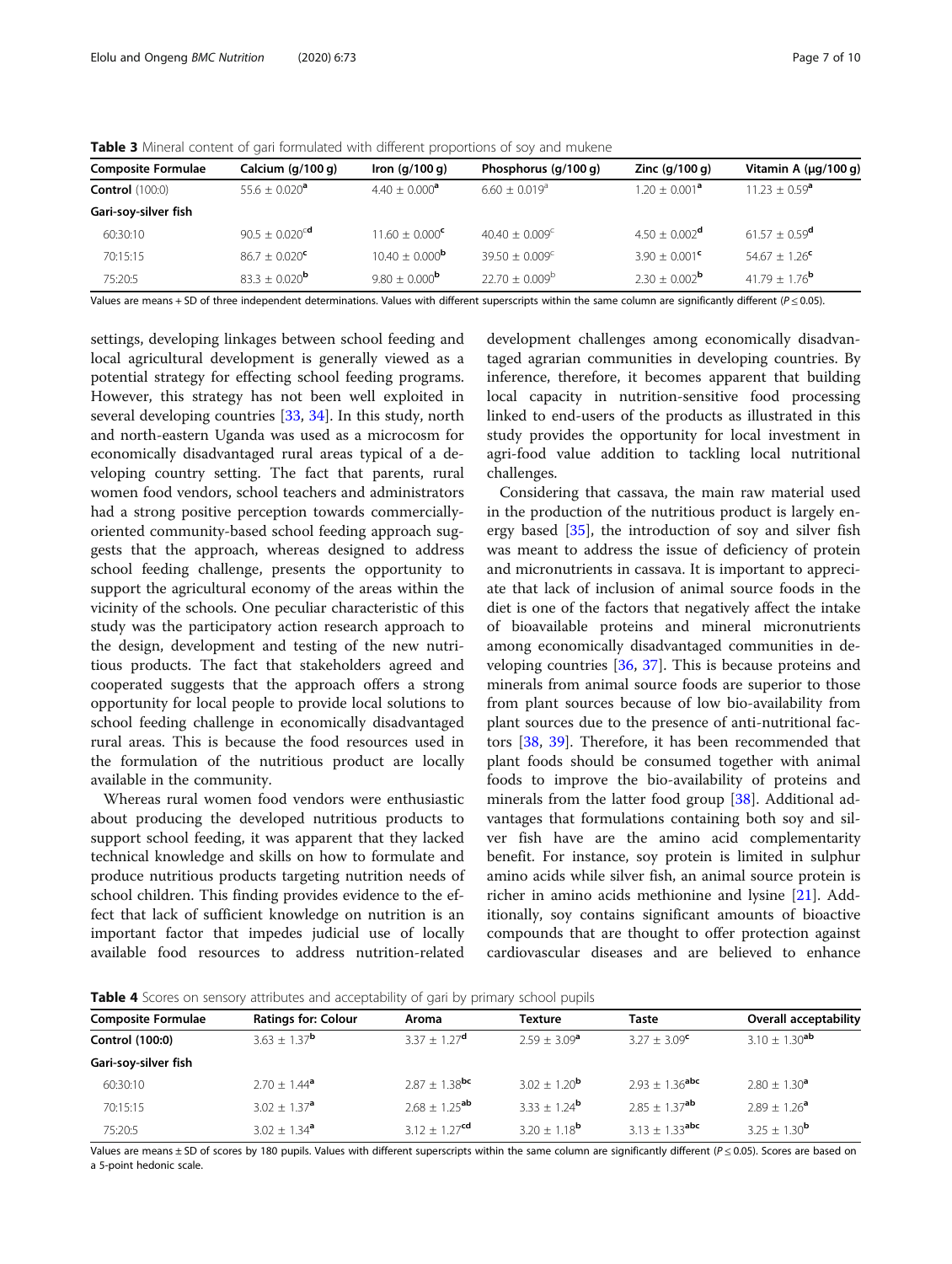**Table 3** Mineral content of gari formulated with different proportions of soy and mukene

| Composite Formulae | Calcium (g/100 g) | Iron (g/100 g) | Phosphorus (g/100 g) | Zinc (g/100 g) | Vitamin A (μg/100 g) |
|---|---|---|---|---|---|
| **Control** (100:0) | 55.6 ± 0.020[a] | 4.40 ± 0.000[a] | 6.60 ± 0.019[a] | 1.20 ± 0.001[a] | 11.23 ± 0.59[a] |
| **Gari-soy-silver fish** | | | | | |
| 60:30:10 | 90.5 ± 0.020[cd] | 11.60 ± 0.000[c] | 40.40 ± 0.009[c] | 4.50 ± 0.002[d] | 61.57 ± 0.59[d] |
| 70:15:15 | 86.7 ± 0.020[c] | 10.40 ± 0.000[b] | 39.50 ± 0.009[c] | 3.90 ± 0.001[c] | 54.67 ± 1.26[c] |
| 75:20:5 | 83.3 ± 0.020[b] | 9.80 ± 0.000[b] | 22.70 ± 0.009[b] | 2.30 ± 0.002[b] | 41.79 ± 1.76[b] |

Values are means + SD of three independent determinations. Values with different superscripts within the same column are significantly different ($P \leq 0.05$).

settings, developing linkages between school feeding and local agricultural development is generally viewed as a potential strategy for effecting school feeding programs. However, this strategy has not been well exploited in several developing countries [33, 34]. In this study, north and north-eastern Uganda was used as a microcosm for economically disadvantaged rural areas typical of a developing country setting. The fact that parents, rural women food vendors, school teachers and administrators had a strong positive perception towards commercially-oriented community-based school feeding approach suggests that the approach, whereas designed to address school feeding challenge, presents the opportunity to support the agricultural economy of the areas within the vicinity of the schools. One peculiar characteristic of this study was the participatory action research approach to the design, development and testing of the new nutritious products. The fact that stakeholders agreed and cooperated suggests that the approach offers a strong opportunity for local people to provide local solutions to school feeding challenge in economically disadvantaged rural areas. This is because the food resources used in the formulation of the nutritious product are locally available in the community.

Whereas rural women food vendors were enthusiastic about producing the developed nutritious products to support school feeding, it was apparent that they lacked technical knowledge and skills on how to formulate and produce nutritious products targeting nutrition needs of school children. This finding provides evidence to the effect that lack of sufficient knowledge on nutrition is an important factor that impedes judicial use of locally available food resources to address nutrition-related development challenges among economically disadvantaged agrarian communities in developing countries. By inference, therefore, it becomes apparent that building local capacity in nutrition-sensitive food processing linked to end-users of the products as illustrated in this study provides the opportunity for local investment in agri-food value addition to tackling local nutritional challenges.

Considering that cassava, the main raw material used in the production of the nutritious product is largely energy based [35], the introduction of soy and silver fish was meant to address the issue of deficiency of protein and micronutrients in cassava. It is important to appreciate that lack of inclusion of animal source foods in the diet is one of the factors that negatively affect the intake of bioavailable proteins and mineral micronutrients among economically disadvantaged communities in developing countries [36, 37]. This is because proteins and minerals from animal source foods are superior to those from plant sources because of low bio-availability from plant sources due to the presence of anti-nutritional factors [38, 39]. Therefore, it has been recommended that plant foods should be consumed together with animal foods to improve the bio-availability of proteins and minerals from the latter food group [38]. Additional advantages that formulations containing both soy and silver fish have are the amino acid complementarity benefit. For instance, soy protein is limited in sulphur amino acids while silver fish, an animal source protein is richer in amino acids methionine and lysine [21]. Additionally, soy contains significant amounts of bioactive compounds that are thought to offer protection against cardiovascular diseases and are believed to enhance

**Table 4** Scores on sensory attributes and acceptability of gari by primary school pupils

| Composite Formulae | Ratings for: Colour | Aroma | Texture | Taste | Overall acceptability |
|---|---|---|---|---|---|
| **Control (100:0)** | 3.63 ± 1.37[b] | 3.37 ± 1.27[d] | 2.59 ± 3.09[a] | 3.27 ± 3.09[c] | 3.10 ± 1.30[ab] |
| **Gari-soy-silver fish** | | | | | |
| 60:30:10 | 2.70 ± 1.44[a] | 2.87 ± 1.38[bc] | 3.02 ± 1.20[b] | 2.93 ± 1.36[abc] | 2.80 ± 1.30[a] |
| 70:15:15 | 3.02 ± 1.37[a] | 2.68 ± 1.25[ab] | 3.33 ± 1.24[b] | 2.85 ± 1.37[ab] | 2.89 ± 1.26[a] |
| 75:20:5 | 3.02 ± 1.34[a] | 3.12 ± 1.27[cd] | 3.20 ± 1.18[b] | 3.13 ± 1.33[abc] | 3.25 ± 1.30[b] |

Values are means ± SD of scores by 180 pupils. Values with different superscripts within the same column are significantly different ($P \leq 0.05$). Scores are based on a 5-point hedonic scale.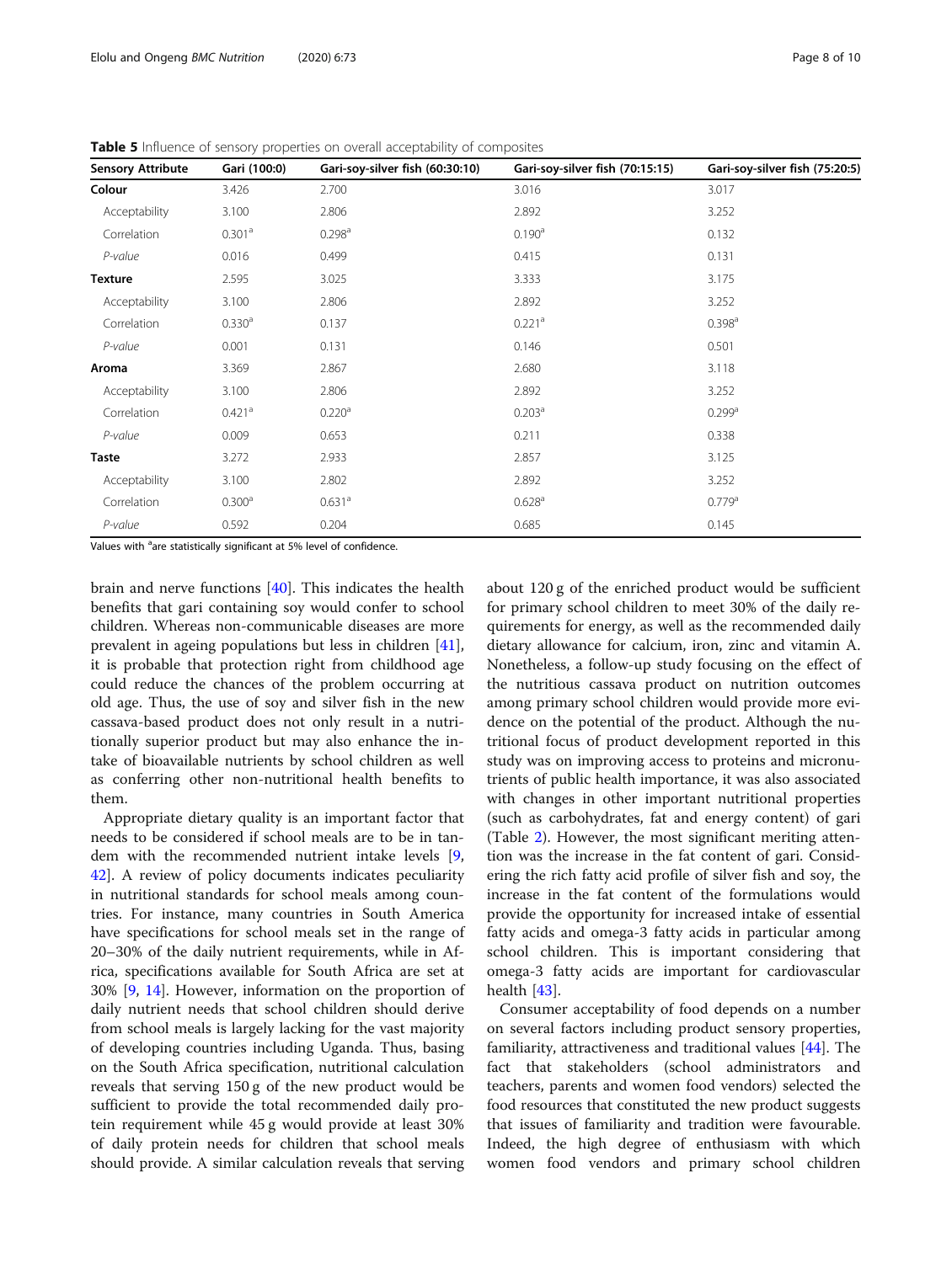**Table 5** Influence of sensory properties on overall acceptability of composites

| Sensory Attribute | Gari (100:0) | Gari-soy-silver fish (60:30:10) | Gari-soy-silver fish (70:15:15) | Gari-soy-silver fish (75:20:5) |
|---|---|---|---|---|
| **Colour** | 3.426 | 2.700 | 3.016 | 3.017 |
| Acceptability | 3.100 | 2.806 | 2.892 | 3.252 |
| Correlation | 0.301[a] | 0.298[a] | 0.190[a] | 0.132 |
| *P-value* | 0.016 | 0.499 | 0.415 | 0.131 |
| **Texture** | 2.595 | 3.025 | 3.333 | 3.175 |
| Acceptability | 3.100 | 2.806 | 2.892 | 3.252 |
| Correlation | 0.330[a] | 0.137 | 0.221[a] | 0.398[a] |
| *P-value* | 0.001 | 0.131 | 0.146 | 0.501 |
| **Aroma** | 3.369 | 2.867 | 2.680 | 3.118 |
| Acceptability | 3.100 | 2.806 | 2.892 | 3.252 |
| Correlation | 0.421[a] | 0.220[a] | 0.203[a] | 0.299[a] |
| *P-value* | 0.009 | 0.653 | 0.211 | 0.338 |
| **Taste** | 3.272 | 2.933 | 2.857 | 3.125 |
| Acceptability | 3.100 | 2.802 | 2.892 | 3.252 |
| Correlation | 0.300[a] | 0.631[a] | 0.628[a] | 0.779[a] |
| *P-value* | 0.592 | 0.204 | 0.685 | 0.145 |

Values with [a]are statistically significant at 5% level of confidence.

brain and nerve functions [40]. This indicates the health benefits that gari containing soy would confer to school children. Whereas non-communicable diseases are more prevalent in ageing populations but less in children [41], it is probable that protection right from childhood age could reduce the chances of the problem occurring at old age. Thus, the use of soy and silver fish in the new cassava-based product does not only result in a nutritionally superior product but may also enhance the intake of bioavailable nutrients by school children as well as conferring other non-nutritional health benefits to them.

Appropriate dietary quality is an important factor that needs to be considered if school meals are to be in tandem with the recommended nutrient intake levels [9, 42]. A review of policy documents indicates peculiarity in nutritional standards for school meals among countries. For instance, many countries in South America have specifications for school meals set in the range of 20–30% of the daily nutrient requirements, while in Africa, specifications available for South Africa are set at 30% [9, 14]. However, information on the proportion of daily nutrient needs that school children should derive from school meals is largely lacking for the vast majority of developing countries including Uganda. Thus, basing on the South Africa specification, nutritional calculation reveals that serving 150 g of the new product would be sufficient to provide the total recommended daily protein requirement while 45 g would provide at least 30% of daily protein needs for children that school meals should provide. A similar calculation reveals that serving about 120 g of the enriched product would be sufficient for primary school children to meet 30% of the daily requirements for energy, as well as the recommended daily dietary allowance for calcium, iron, zinc and vitamin A. Nonetheless, a follow-up study focusing on the effect of the nutritious cassava product on nutrition outcomes among primary school children would provide more evidence on the potential of the product. Although the nutritional focus of product development reported in this study was on improving access to proteins and micronutrients of public health importance, it was also associated with changes in other important nutritional properties (such as carbohydrates, fat and energy content) of gari (Table 2). However, the most significant meriting attention was the increase in the fat content of gari. Considering the rich fatty acid profile of silver fish and soy, the increase in the fat content of the formulations would provide the opportunity for increased intake of essential fatty acids and omega-3 fatty acids in particular among school children. This is important considering that omega-3 fatty acids are important for cardiovascular health [43].

Consumer acceptability of food depends on a number on several factors including product sensory properties, familiarity, attractiveness and traditional values [44]. The fact that stakeholders (school administrators and teachers, parents and women food vendors) selected the food resources that constituted the new product suggests that issues of familiarity and tradition were favourable. Indeed, the high degree of enthusiasm with which women food vendors and primary school children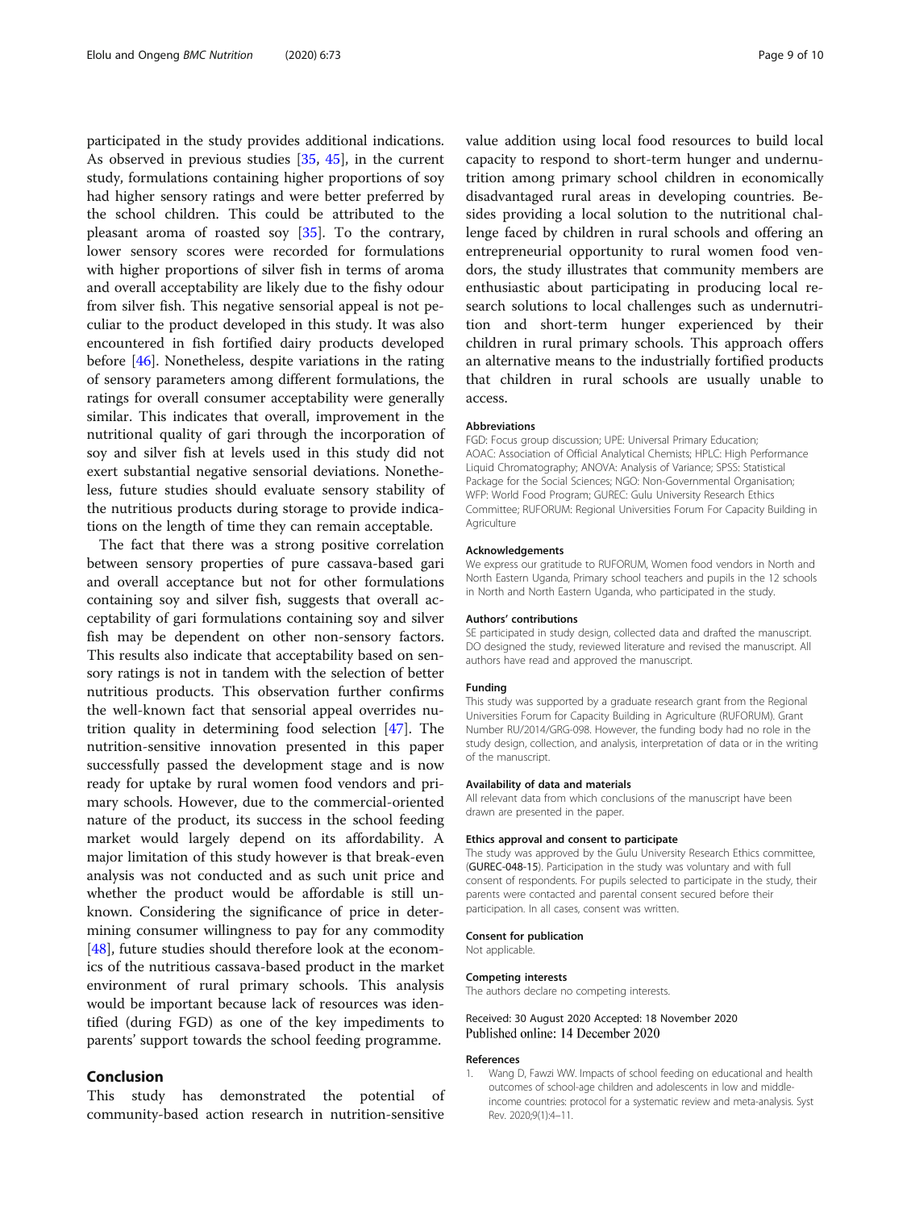participated in the study provides additional indications. As observed in previous studies [35, 45], in the current study, formulations containing higher proportions of soy had higher sensory ratings and were better preferred by the school children. This could be attributed to the pleasant aroma of roasted soy [35]. To the contrary, lower sensory scores were recorded for formulations with higher proportions of silver fish in terms of aroma and overall acceptability are likely due to the fishy odour from silver fish. This negative sensorial appeal is not peculiar to the product developed in this study. It was also encountered in fish fortified dairy products developed before [46]. Nonetheless, despite variations in the rating of sensory parameters among different formulations, the ratings for overall consumer acceptability were generally similar. This indicates that overall, improvement in the nutritional quality of gari through the incorporation of soy and silver fish at levels used in this study did not exert substantial negative sensorial deviations. Nonetheless, future studies should evaluate sensory stability of the nutritious products during storage to provide indications on the length of time they can remain acceptable.

The fact that there was a strong positive correlation between sensory properties of pure cassava-based gari and overall acceptance but not for other formulations containing soy and silver fish, suggests that overall acceptability of gari formulations containing soy and silver fish may be dependent on other non-sensory factors. This results also indicate that acceptability based on sensory ratings is not in tandem with the selection of better nutritious products. This observation further confirms the well-known fact that sensorial appeal overrides nutrition quality in determining food selection [47]. The nutrition-sensitive innovation presented in this paper successfully passed the development stage and is now ready for uptake by rural women food vendors and primary schools. However, due to the commercial-oriented nature of the product, its success in the school feeding market would largely depend on its affordability. A major limitation of this study however is that break-even analysis was not conducted and as such unit price and whether the product would be affordable is still unknown. Considering the significance of price in determining consumer willingness to pay for any commodity [48], future studies should therefore look at the economics of the nutritious cassava-based product in the market environment of rural primary schools. This analysis would be important because lack of resources was identified (during FGD) as one of the key impediments to parents' support towards the school feeding programme.

## Conclusion

This study has demonstrated the potential of community-based action research in nutrition-sensitive value addition using local food resources to build local capacity to respond to short-term hunger and undernutrition among primary school children in economically disadvantaged rural areas in developing countries. Besides providing a local solution to the nutritional challenge faced by children in rural schools and offering an entrepreneurial opportunity to rural women food vendors, the study illustrates that community members are enthusiastic about participating in producing local research solutions to local challenges such as undernutrition and short-term hunger experienced by their children in rural primary schools. This approach offers an alternative means to the industrially fortified products that children in rural schools are usually unable to access.

#### Abbreviations

FGD: Focus group discussion; UPE: Universal Primary Education; AOAC: Association of Official Analytical Chemists; HPLC: High Performance Liquid Chromatography; ANOVA: Analysis of Variance; SPSS: Statistical Package for the Social Sciences; NGO: Non-Governmental Organisation; WFP: World Food Program; GUREC: Gulu University Research Ethics Committee; RUFORUM: Regional Universities Forum For Capacity Building in Agriculture

#### Acknowledgements

We express our gratitude to RUFORUM, Women food vendors in North and North Eastern Uganda, Primary school teachers and pupils in the 12 schools in North and North Eastern Uganda, who participated in the study.

#### Authors' contributions

SE participated in study design, collected data and drafted the manuscript. DO designed the study, reviewed literature and revised the manuscript. All authors have read and approved the manuscript.

#### Funding

This study was supported by a graduate research grant from the Regional Universities Forum for Capacity Building in Agriculture (RUFORUM). Grant Number RU/2014/GRG-098. However, the funding body had no role in the study design, collection, and analysis, interpretation of data or in the writing of the manuscript.

#### Availability of data and materials

All relevant data from which conclusions of the manuscript have been drawn are presented in the paper.

#### Ethics approval and consent to participate

The study was approved by the Gulu University Research Ethics committee, (GUREC-048-15). Participation in the study was voluntary and with full consent of respondents. For pupils selected to participate in the study, their parents were contacted and parental consent secured before their participation. In all cases, consent was written.

#### Consent for publication

Not applicable.

#### Competing interests

The authors declare no competing interests.

Received: 30 August 2020 Accepted: 18 November 2020
Published online: 14 December 2020

#### References

1. Wang D, Fawzi WW. Impacts of school feeding on educational and health outcomes of school-age children and adolescents in low and middle-income countries: protocol for a systematic review and meta-analysis. Syst Rev. 2020;9(1):4–11.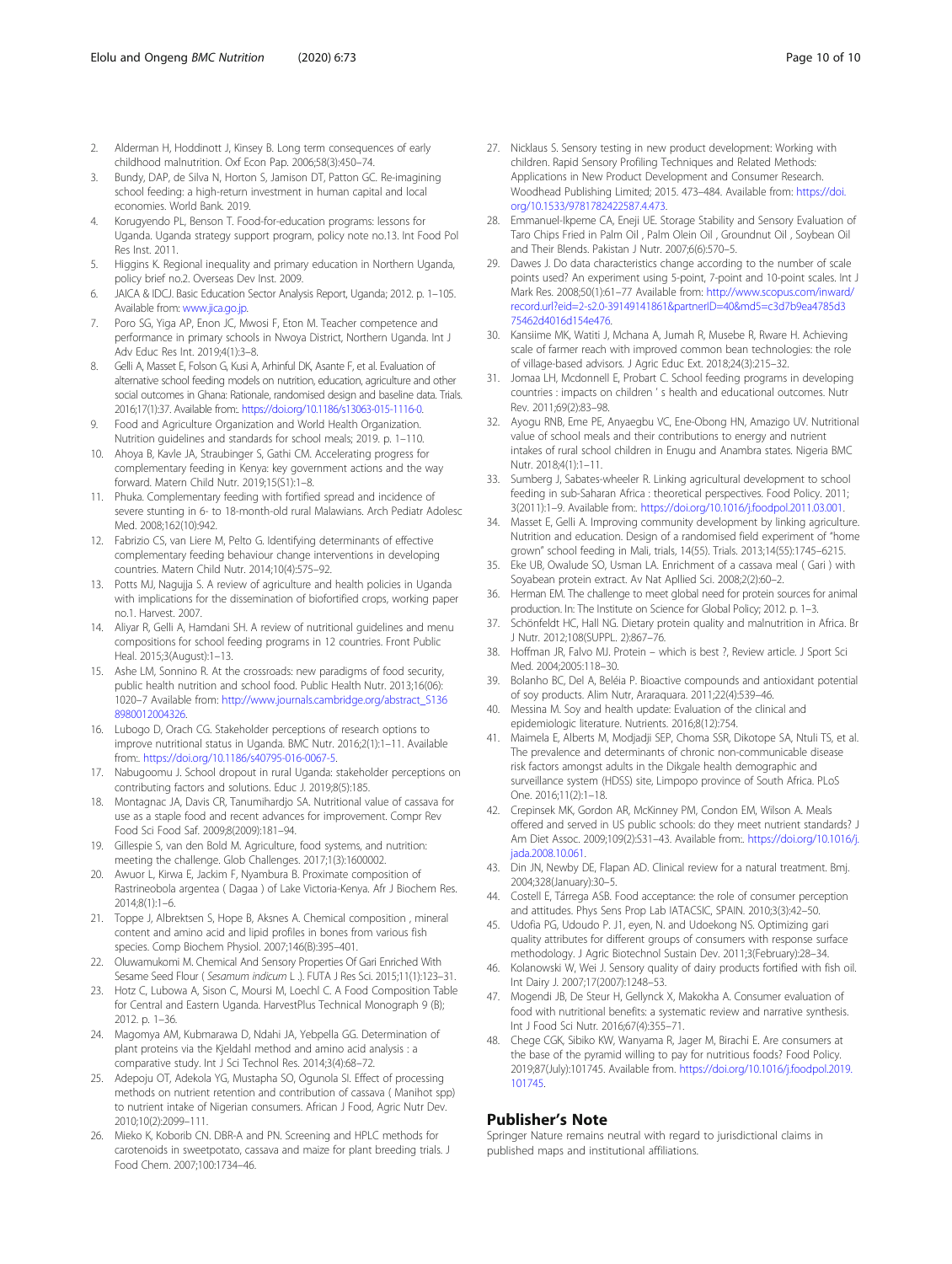2. Alderman H, Hoddinott J, Kinsey B. Long term consequences of early childhood malnutrition. Oxf Econ Pap. 2006;58(3):450–74.
3. Bundy, DAP, de Silva N, Horton S, Jamison DT, Patton GC. Re-imagining school feeding: a high-return investment in human capital and local economies. World Bank. 2019.
4. Korugyendo PL, Benson T. Food-for-education programs: lessons for Uganda. Uganda strategy support program, policy note no.13. Int Food Pol Res Inst. 2011.
5. Higgins K. Regional inequality and primary education in Northern Uganda, policy brief no.2. Overseas Dev Inst. 2009.
6. JAICA & IDCJ. Basic Education Sector Analysis Report, Uganda; 2012. p. 1–105. Available from: www.jica.go.jp.
7. Poro SG, Yiga AP, Enon JC, Mwosi F, Eton M. Teacher competence and performance in primary schools in Nwoya District, Northern Uganda. Int J Adv Educ Res Int. 2019;4(1):3–8.
8. Gelli A, Masset E, Folson G, Kusi A, Arhinful DK, Asante F, et al. Evaluation of alternative school feeding models on nutrition, education, agriculture and other social outcomes in Ghana: Rationale, randomised design and baseline data. Trials. 2016;17(1):37. Available from: https://doi.org/10.1186/s13063-015-1116-0.
9. Food and Agriculture Organization and World Health Organization. Nutrition guidelines and standards for school meals; 2019. p. 1–110.
10. Ahoya B, Kavle JA, Straubinger S, Gathi CM. Accelerating progress for complementary feeding in Kenya: key government actions and the way forward. Matern Child Nutr. 2019;15(S1):1–8.
11. Phuka. Complementary feeding with fortified spread and incidence of severe stunting in 6- to 18-month-old rural Malawians. Arch Pediatr Adolesc Med. 2008;162(10):942.
12. Fabrizio CS, van Liere M, Pelto G. Identifying determinants of effective complementary feeding behaviour change interventions in developing countries. Matern Child Nutr. 2014;10(4):575–92.
13. Potts MJ, Nagujja S. A review of agriculture and health policies in Uganda with implications for the dissemination of biofortified crops, working paper no.1. Harvest. 2007.
14. Aliyar R, Gelli A, Hamdani SH. A review of nutritional guidelines and menu compositions for school feeding programs in 12 countries. Front Public Heal. 2015;3(August):1–13.
15. Ashe LM, Sonnino R. At the crossroads: new paradigms of food security, public health nutrition and school food. Public Health Nutr. 2013;16(06):1020–7 Available from: http://www.journals.cambridge.org/abstract_S1368980012004326.
16. Lubogo D, Orach CG. Stakeholder perceptions of research options to improve nutritional status in Uganda. BMC Nutr. 2016;2(1):1–11. Available from:. https://doi.org/10.1186/s40795-016-0067-5.
17. Nabugoomu J. School dropout in rural Uganda: stakeholder perceptions on contributing factors and solutions. Educ J. 2019;8(5):185.
18. Montagnac JA, Davis CR, Tanumihardjo SA. Nutritional value of cassava for use as a staple food and recent advances for improvement. Compr Rev Food Sci Food Saf. 2009;8(2009):181–94.
19. Gillespie S, van den Bold M. Agriculture, food systems, and nutrition: meeting the challenge. Glob Challenges. 2017;1(3):1600002.
20. Awuor L, Kirwa E, Jackim F, Nyambura B. Proximate composition of Rastrineobola argentea ( Dagaa ) of Lake Victoria-Kenya. Afr J Biochem Res. 2014;8(1):1–6.
21. Toppe J, Albrektsen S, Hope B, Aksnes A. Chemical composition , mineral content and amino acid and lipid profiles in bones from various fish species. Comp Biochem Physiol. 2007;146(B):395–401.
22. Oluwamukomi M. Chemical And Sensory Properties Of Gari Enriched With Sesame Seed Flour ( *Sesamum indicum* L .). FUTA J Res Sci. 2015;11(1):123–31.
23. Hotz C, Lubowa A, Sison C, Moursi M, Loechl C. A Food Composition Table for Central and Eastern Uganda. HarvestPlus Technical Monograph 9 (B); 2012. p. 1–36.
24. Magomya AM, Kubmarawa D, Ndahi JA, Yebpella GG. Determination of plant proteins via the Kjeldahl method and amino acid analysis : a comparative study. Int J Sci Technol Res. 2014;3(4):68–72.
25. Adepoju OT, Adekola YG, Mustapha SO, Ogunola SI. Effect of processing methods on nutrient retention and contribution of cassava ( Manihot spp) to nutrient intake of Nigerian consumers. African J Food, Agric Nutr Dev. 2010;10(2):2099–111.
26. Mieko K, Koborib CN. DBR-A and PN. Screening and HPLC methods for carotenoids in sweetpotato, cassava and maize for plant breeding trials. J Food Chem. 2007;100:1734–46.
27. Nicklaus S. Sensory testing in new product development: Working with children. Rapid Sensory Profiling Techniques and Related Methods: Applications in New Product Development and Consumer Research. Woodhead Publishing Limited; 2015. 473–484. Available from: https://doi.org/10.1533/9781782422587.4.473.
28. Emmanuel-Ikpeme CA, Eneji UE. Storage Stability and Sensory Evaluation of Taro Chips Fried in Palm Oil , Palm Olein Oil , Groundnut Oil , Soybean Oil and Their Blends. Pakistan J Nutr. 2007;6(6):570–5.
29. Dawes J. Do data characteristics change according to the number of scale points used? An experiment using 5-point, 7-point and 10-point scales. Int J Mark Res. 2008;50(1):61–77 Available from: http://www.scopus.com/inward/record.url?eid=2-s2.0-39149141861&partnerID=40&md5=c3d7b9ea4785d375462d4016d154e476.
30. Kansiime MK, Watiti J, Mchana A, Jumah R, Musebe R, Rware H. Achieving scale of farmer reach with improved common bean technologies: the role of village-based advisors. J Agric Educ Ext. 2018;24(3):215–32.
31. Jomaa LH, Mcdonnell E, Probart C. School feeding programs in developing countries : impacts on children ' s health and educational outcomes. Nutr Rev. 2011;69(2):83–98.
32. Ayogu RNB, Eme PE, Anyaegbu VC, Ene-Obong HN, Amazigo UV. Nutritional value of school meals and their contributions to energy and nutrient intakes of rural school children in Enugu and Anambra states. Nigeria BMC Nutr. 2018;4(1):1–11.
33. Sumberg J, Sabates-wheeler R. Linking agricultural development to school feeding in sub-Saharan Africa : theoretical perspectives. Food Policy. 2011; 3(2011):1–9. Available from:. https://doi.org/10.1016/j.foodpol.2011.03.001.
34. Masset E, Gelli A. Improving community development by linking agriculture. Nutrition and education. Design of a randomised field experiment of "home grown" school feeding in Mali, trials, 14(55). Trials. 2013;14(55):1745–6215.
35. Eke UB, Owalude SO, Usman LA. Enrichment of a cassava meal ( Gari ) with Soyabean protein extract. Av Nat Apllied Sci. 2008;2(2):60–2.
36. Herman EM. The challenge to meet global need for protein sources for animal production. In: The Institute on Science for Global Policy; 2012. p. 1–3.
37. Schönfeldt HC, Hall NG. Dietary protein quality and malnutrition in Africa. Br J Nutr. 2012;108(SUPPL. 2):867–76.
38. Hoffman JR, Falvo MJ. Protein – which is best ?, Review article. J Sport Sci Med. 2004;2005:118–30.
39. Bolanho BC, Del A, Beléia P. Bioactive compounds and antioxidant potential of soy products. Alim Nutr, Araraquara. 2011;22(4):539–46.
40. Messina M. Soy and health update: Evaluation of the clinical and epidemiologic literature. Nutrients. 2016;8(12):754.
41. Maimela E, Alberts M, Modjadji SEP, Choma SSR, Dikotope SA, Ntuli TS, et al. The prevalence and determinants of chronic non-communicable disease risk factors amongst adults in the Dikgale health demographic and surveillance system (HDSS) site, Limpopo province of South Africa. PLoS One. 2016;11(2):1–18.
42. Crepinsek MK, Gordon AR, McKinney PM, Condon EM, Wilson A. Meals offered and served in US public schools: do they meet nutrient standards? J Am Diet Assoc. 2009;109(2):S31–43. Available from:. https://doi.org/10.1016/j.jada.2008.10.061.
43. Din JN, Newby DE, Flapan AD. Clinical review for a natural treatment. Bmj. 2004;328(January):30–5.
44. Costell E, Tárrega ASB. Food acceptance: the role of consumer perception and attitudes. Phys Sens Prop Lab IATACSIC, SPAIN. 2010;3(3):42–50.
45. Udofia PG, Udoudo P. J1, eyen, N. and Udoekong NS. Optimizing gari quality attributes for different groups of consumers with response surface methodology. J Agric Biotechnol Sustain Dev. 2011;3(February):28–34.
46. Kolanowski W, Wei J. Sensory quality of dairy products fortified with fish oil. Int Dairy J. 2007;17(2007):1248–53.
47. Mogendi JB, De Steur H, Gellynck X, Makokha A. Consumer evaluation of food with nutritional benefits: a systematic review and narrative synthesis. Int J Food Sci Nutr. 2016;67(4):355–71.
48. Chege CGK, Sibiko KW, Wanyama R, Jager M, Birachi E. Are consumers at the base of the pyramid willing to pay for nutritious foods? Food Policy. 2019;87(July):101745. Available from. https://doi.org/10.1016/j.foodpol.2019.101745.

## Publisher's Note

Springer Nature remains neutral with regard to jurisdictional claims in published maps and institutional affiliations.